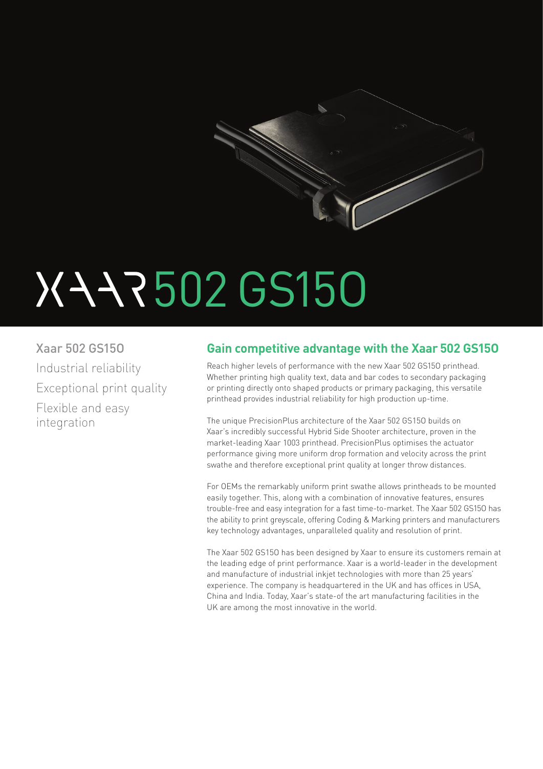# XAAR 502 GS15O

Xaar 502 GS15O

Industrial reliability

Exceptional print quality

Flexible and easy integration

## Gain competitive advantage with the Xaar 502 GS15O

Reach higher levels of performance with the new Xaar 502 GS15O printhead. Whether printing high quality text, data and bar codes to secondary packaging or printing directly onto shaped products or primary packaging, this versatile printhead provides industrial reliability for high production up-time.

The unique PrecisionPlus architecture of the Xaar 502 GS15O builds on Xaar's incredibly successful Hybrid Side Shooter architecture, proven in the market-leading Xaar 1003 printhead. PrecisionPlus optimises the actuator performance giving more uniform drop formation and velocity across the print swathe and therefore exceptional print quality at longer throw distances.

For OEMs the remarkably uniform print swathe allows printheads to be mounted easily together. This, along with a combination of innovative features, ensures trouble-free and easy integration for a fast time-to-market. The Xaar 502 GS15O has the ability to print greyscale, offering Coding & Marking printers and manufacturers key technology advantages, unparalleled quality and resolution of print.

The Xaar 502 GS15O has been designed by Xaar to ensure its customers remain at the leading edge of print performance. Xaar is a world-leader in the development and manufacture of industrial inkjet technologies with more than 25 years' experience. The company is headquartered in the UK and has offices in USA, China and India. Today, Xaar's state-of the art manufacturing facilities in the UK are among the most innovative in the world.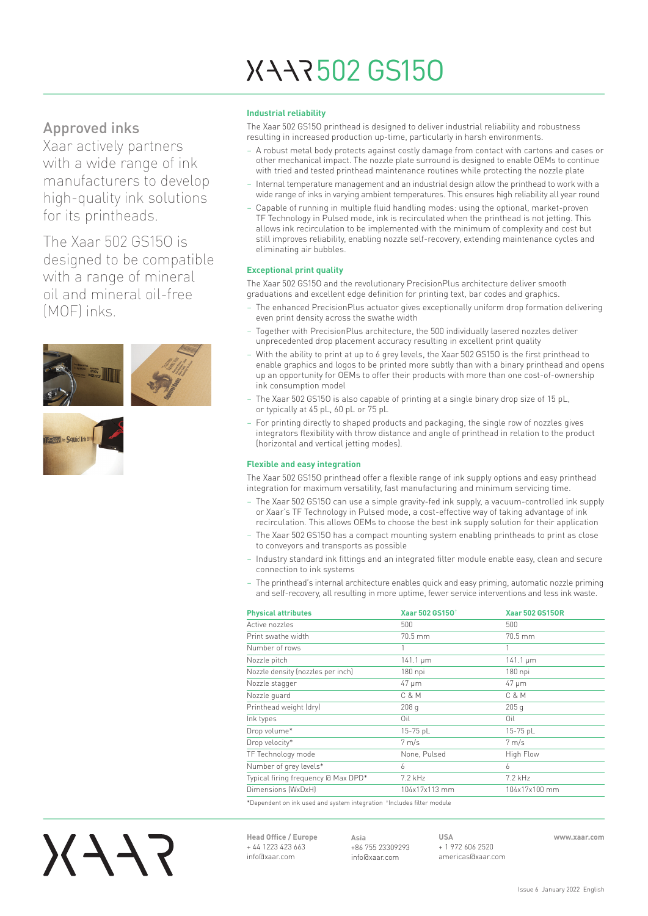# XAAR 502 GS150

## Approved inks

Xaar actively partners with a wide range of ink manufacturers to develop high-quality ink solutions for its printheads.

The Xaar 502 GS150 is designed to be compatible with a range of mineral oil and mineral oil-free (MOF) inks.

### Industrial reliability

The Xaar 502 GS150 printhead is designed to deliver industrial reliability and robustness resulting in increased production up-time, particularly in harsh environments.

- A robust metal body protects against costly damage from contact with cartons and cases or other mechanical impact. The nozzle plate surround is designed to enable OEMs to continue with tried and tested printhead maintenance routines while protecting the nozzle plate
- Internal temperature management and an industrial design allow the printhead to work with a wide range of inks in varying ambient temperatures. This ensures high reliability all year round
- Capable of running in multiple fluid handling modes: using the optional, market-proven TF Technology in Pulsed mode, ink is recirculated when the printhead is not jetting. This allows ink recirculation to be implemented with the minimum of complexity and cost but still improves reliability, enabling nozzle self-recovery, extending maintenance cycles and eliminating air bubbles.

### Exceptional print quality

The Xaar 502 GS150 and the revolutionary PrecisionPlus architecture deliver smooth graduations and excellent edge definition for printing text, bar codes and graphics.

- The enhanced PrecisionPlus actuator gives exceptionally uniform drop formation delivering even print density across the swathe width
- Together with PrecisionPlus architecture, the 500 individually lasered nozzles deliver unprecedented drop placement accuracy resulting in excellent print quality
- With the ability to print at up to 6 grey levels, the Xaar 502 GS150 is the first printhead to enable graphics and logos to be printed more subtly than with a binary printhead and opens up an opportunity for OEMs to offer their products with more than one cost-of-ownership ink consumption model
- The Xaar 502 GS150 is also capable of printing at a single binary drop size of 15 pL, or typically at 45 pL, 60 pL or 75 pL
- For printing directly to shaped products and packaging, the single row of nozzles gives integrators flexibility with throw distance and angle of printhead in relation to the product (horizontal and vertical jetting modes).

### Flexible and easy integration

The Xaar 502 GS150 printhead offer a flexible range of ink supply options and easy printhead integration for maximum versatility, fast manufacturing and minimum servicing time.

- The Xaar 502 GS150 can use a simple gravity-fed ink supply, a vacuum-controlled ink supply or Xaar's TF Technology in Pulsed mode, a cost-effective way of taking advantage of ink recirculation. This allows OEMs to choose the best ink supply solution for their application
- The Xaar 502 GS150 has a compact mounting system enabling printheads to print as close to conveyors and transports as possible
- Industry standard ink fittings and an integrated filter module enable easy, clean and secure connection to ink systems
- The printhead's internal architecture enables quick and easy priming, automatic nozzle priming and self-recovery, all resulting in more uptime, fewer service interventions and less ink waste.

| Physical attributes | Xaar 502 GS150† | Xaar 502 GS150R |
|---|---|---|
| Active nozzles | 500 | 500 |
| Print swathe width | 70.5 mm | 70.5 mm |
| Number of rows | 1 | 1 |
| Nozzle pitch | 141.1 µm | 141.1 µm |
| Nozzle density (nozzles per inch) | 180 npi | 180 npi |
| Nozzle stagger | 47 µm | 47 µm |
| Nozzle guard | C & M | C & M |
| Printhead weight (dry) | 208 g | 205 g |
| Ink types | Oil | Oil |
| Drop volume* | 15-75 pL | 15-75 pL |
| Drop velocity* | 7 m/s | 7 m/s |
| TF Technology mode | None, Pulsed | High Flow |
| Number of grey levels* | 6 | 6 |
| Typical firing frequency @ Max DPD* | 7.2 kHz | 7.2 kHz |
| Dimensions (WxDxH) | 104x17x113 mm | 104x17x100 mm |

*Dependent on ink used and system integration †Includes filter module

XAAR

**Head Office / Europe**
+ 44 1223 423 663
info@xaar.com

**Asia**
+86 755 23309293
info@xaar.com

**USA**
+ 1 972 606 2520
americas@xaar.com

**www.xaar.com**

Issue 6 January 2022 English